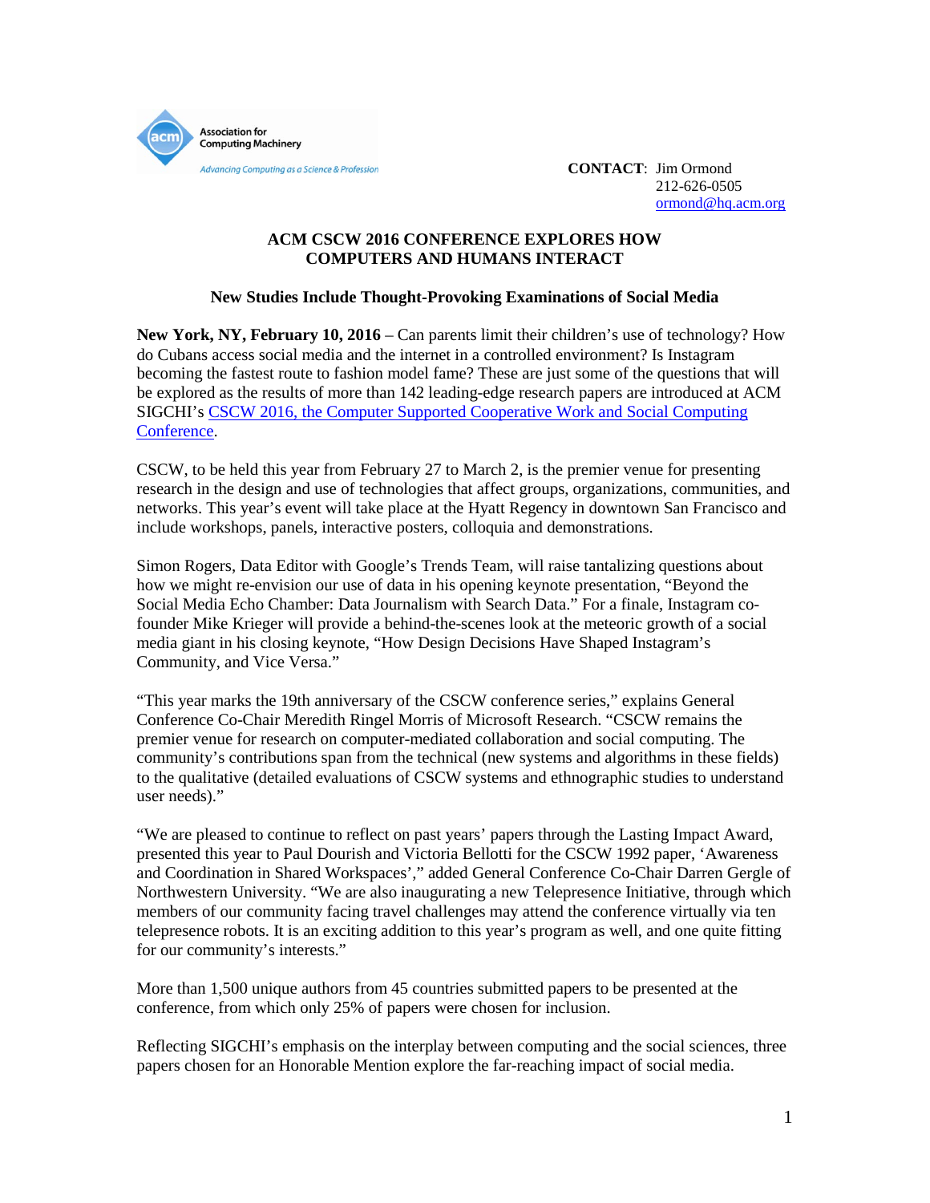Association for Computing Machinery

*Advancing Computing as a Science & Profession*

**CONTACT**: Jim Ormond
212-626-0505
ormond@hq.acm.org

## ACM CSCW 2016 CONFERENCE EXPLORES HOW COMPUTERS AND HUMANS INTERACT

### New Studies Include Thought-Provoking Examinations of Social Media

**New York, NY, February 10, 2016** – Can parents limit their children's use of technology? How do Cubans access social media and the internet in a controlled environment? Is Instagram becoming the fastest route to fashion model fame? These are just some of the questions that will be explored as the results of more than 142 leading-edge research papers are introduced at ACM SIGCHI's CSCW 2016, the Computer Supported Cooperative Work and Social Computing Conference.

CSCW, to be held this year from February 27 to March 2, is the premier venue for presenting research in the design and use of technologies that affect groups, organizations, communities, and networks. This year's event will take place at the Hyatt Regency in downtown San Francisco and include workshops, panels, interactive posters, colloquia and demonstrations.

Simon Rogers, Data Editor with Google's Trends Team, will raise tantalizing questions about how we might re-envision our use of data in his opening keynote presentation, "Beyond the Social Media Echo Chamber: Data Journalism with Search Data." For a finale, Instagram co-founder Mike Krieger will provide a behind-the-scenes look at the meteoric growth of a social media giant in his closing keynote, "How Design Decisions Have Shaped Instagram's Community, and Vice Versa."

"This year marks the 19th anniversary of the CSCW conference series," explains General Conference Co-Chair Meredith Ringel Morris of Microsoft Research. "CSCW remains the premier venue for research on computer-mediated collaboration and social computing. The community's contributions span from the technical (new systems and algorithms in these fields) to the qualitative (detailed evaluations of CSCW systems and ethnographic studies to understand user needs)."

"We are pleased to continue to reflect on past years' papers through the Lasting Impact Award, presented this year to Paul Dourish and Victoria Bellotti for the CSCW 1992 paper, 'Awareness and Coordination in Shared Workspaces'," added General Conference Co-Chair Darren Gergle of Northwestern University. "We are also inaugurating a new Telepresence Initiative, through which members of our community facing travel challenges may attend the conference virtually via ten telepresence robots. It is an exciting addition to this year's program as well, and one quite fitting for our community's interests."

More than 1,500 unique authors from 45 countries submitted papers to be presented at the conference, from which only 25% of papers were chosen for inclusion.

Reflecting SIGCHI's emphasis on the interplay between computing and the social sciences, three papers chosen for an Honorable Mention explore the far-reaching impact of social media.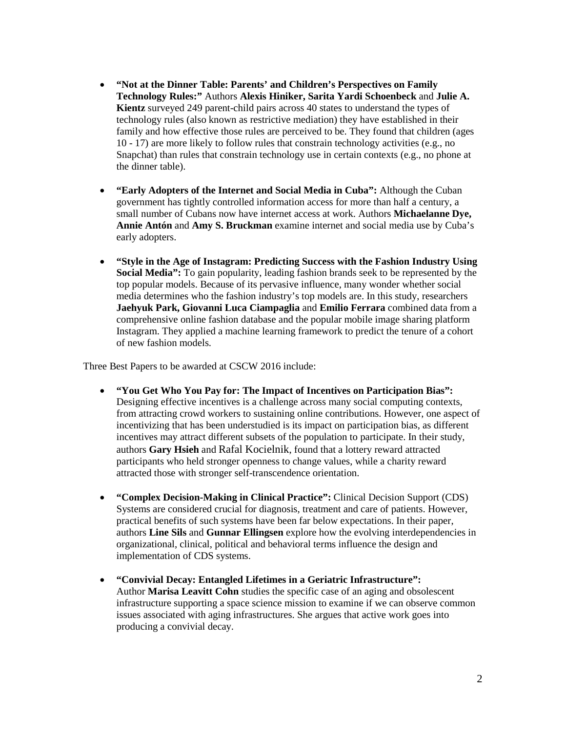- **"Not at the Dinner Table: Parents' and Children's Perspectives on Family Technology Rules:"** Authors **Alexis Hiniker, Sarita Yardi Schoenbeck** and **Julie A. Kientz** surveyed 249 parent-child pairs across 40 states to understand the types of technology rules (also known as restrictive mediation) they have established in their family and how effective those rules are perceived to be. They found that children (ages 10 - 17) are more likely to follow rules that constrain technology activities (e.g., no Snapchat) than rules that constrain technology use in certain contexts (e.g., no phone at the dinner table).

- **"Early Adopters of the Internet and Social Media in Cuba":** Although the Cuban government has tightly controlled information access for more than half a century, a small number of Cubans now have internet access at work. Authors **Michaelanne Dye, Annie Antón** and **Amy S. Bruckman** examine internet and social media use by Cuba's early adopters.

- **"Style in the Age of Instagram: Predicting Success with the Fashion Industry Using Social Media":** To gain popularity, leading fashion brands seek to be represented by the top popular models. Because of its pervasive influence, many wonder whether social media determines who the fashion industry's top models are. In this study, researchers **Jaehyuk Park, Giovanni Luca Ciampaglia** and **Emilio Ferrara** combined data from a comprehensive online fashion database and the popular mobile image sharing platform Instagram. They applied a machine learning framework to predict the tenure of a cohort of new fashion models.

Three Best Papers to be awarded at CSCW 2016 include:

- **"You Get Who You Pay for: The Impact of Incentives on Participation Bias":** Designing effective incentives is a challenge across many social computing contexts, from attracting crowd workers to sustaining online contributions. However, one aspect of incentivizing that has been understudied is its impact on participation bias, as different incentives may attract different subsets of the population to participate. In their study, authors **Gary Hsieh** and Rafal Kocielnik, found that a lottery reward attracted participants who held stronger openness to change values, while a charity reward attracted those with stronger self-transcendence orientation.

- **"Complex Decision-Making in Clinical Practice":** Clinical Decision Support (CDS) Systems are considered crucial for diagnosis, treatment and care of patients. However, practical benefits of such systems have been far below expectations. In their paper, authors **Line Sils** and **Gunnar Ellingsen** explore how the evolving interdependencies in organizational, clinical, political and behavioral terms influence the design and implementation of CDS systems.

- **"Convivial Decay: Entangled Lifetimes in a Geriatric Infrastructure":** Author **Marisa Leavitt Cohn** studies the specific case of an aging and obsolescent infrastructure supporting a space science mission to examine if we can observe common issues associated with aging infrastructures. She argues that active work goes into producing a convivial decay.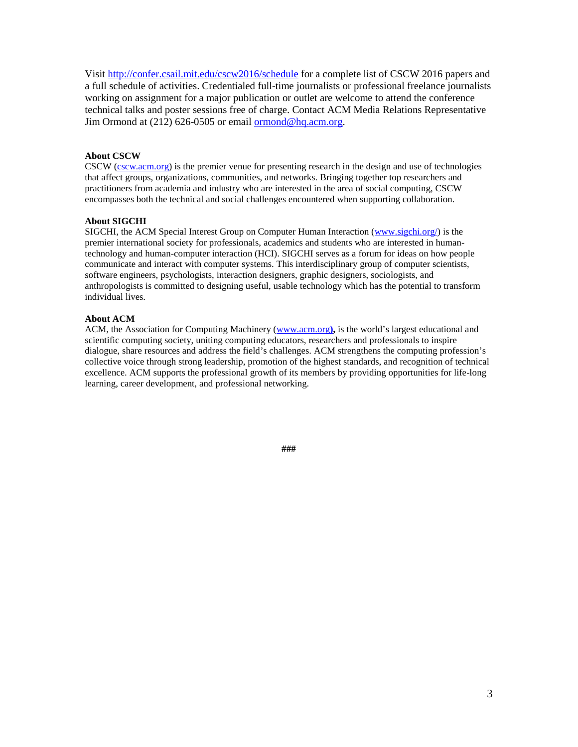Visit http://confer.csail.mit.edu/cscw2016/schedule for a complete list of CSCW 2016 papers and a full schedule of activities. Credentialed full-time journalists or professional freelance journalists working on assignment for a major publication or outlet are welcome to attend the conference technical talks and poster sessions free of charge. Contact ACM Media Relations Representative Jim Ormond at (212) 626-0505 or email ormond@hq.acm.org.

**About CSCW**
CSCW (cscw.acm.org) is the premier venue for presenting research in the design and use of technologies that affect groups, organizations, communities, and networks. Bringing together top researchers and practitioners from academia and industry who are interested in the area of social computing, CSCW encompasses both the technical and social challenges encountered when supporting collaboration.

**About SIGCHI**
SIGCHI, the ACM Special Interest Group on Computer Human Interaction (www.sigchi.org/) is the premier international society for professionals, academics and students who are interested in human-technology and human-computer interaction (HCI). SIGCHI serves as a forum for ideas on how people communicate and interact with computer systems. This interdisciplinary group of computer scientists, software engineers, psychologists, interaction designers, graphic designers, sociologists, and anthropologists is committed to designing useful, usable technology which has the potential to transform individual lives.

**About ACM**
ACM, the Association for Computing Machinery (www.acm.org), is the world's largest educational and scientific computing society, uniting computing educators, researchers and professionals to inspire dialogue, share resources and address the field's challenges. ACM strengthens the computing profession's collective voice through strong leadership, promotion of the highest standards, and recognition of technical excellence. ACM supports the professional growth of its members by providing opportunities for life-long learning, career development, and professional networking.

###